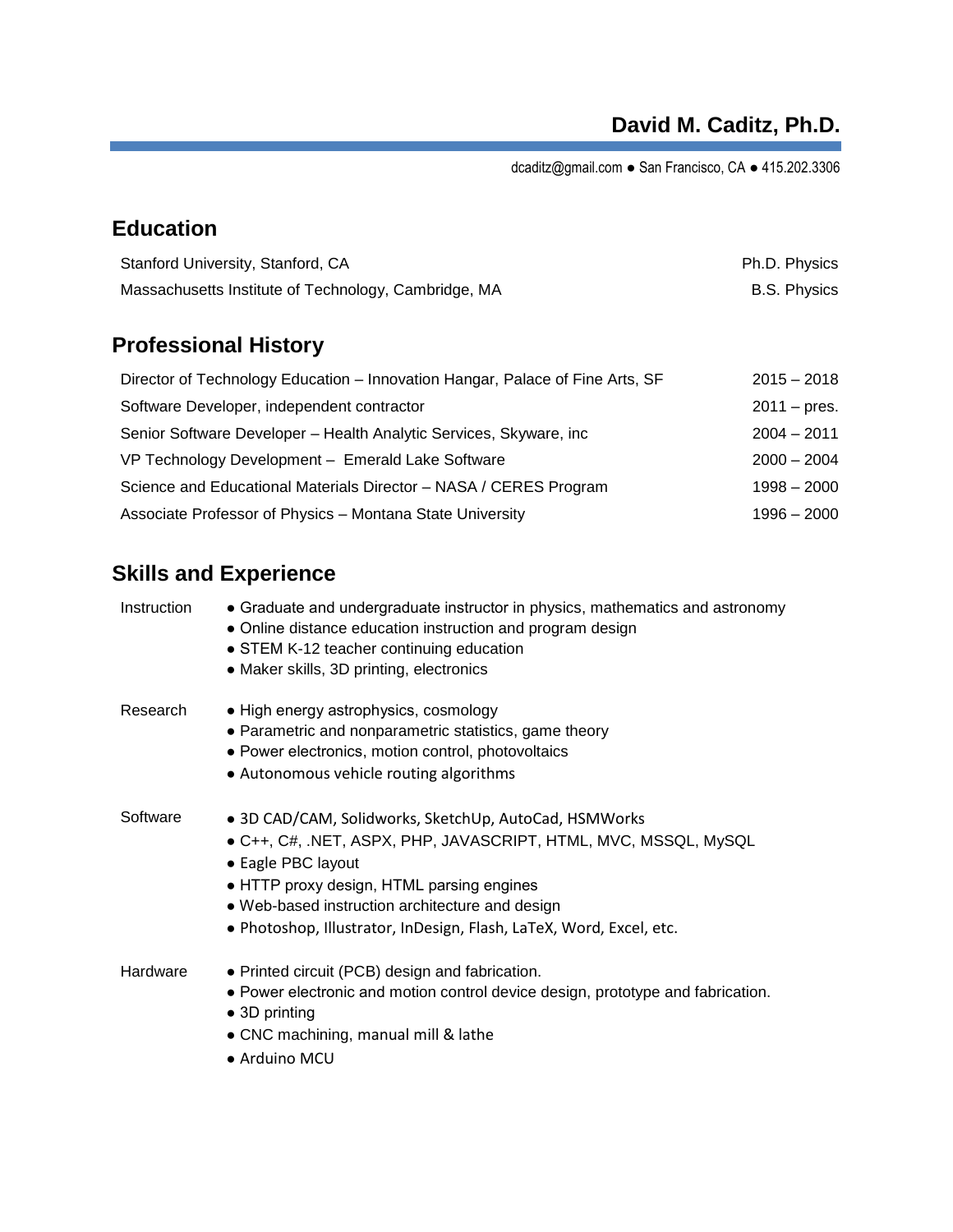# David M. Caditz, Ph.D.

dcaditz@gmail.com ● San Francisco, CA ● 415.202.3306

## Education

| | |
|---|---|
| Stanford University, Stanford, CA | Ph.D. Physics |
| Massachusetts Institute of Technology, Cambridge, MA | B.S. Physics |

## Professional History

| | |
|---|---|
| Director of Technology Education – Innovation Hangar, Palace of Fine Arts, SF | 2015 – 2018 |
| Software Developer, independent contractor | 2011 – pres. |
| Senior Software Developer – Health Analytic Services, Skyware, inc | 2004 – 2011 |
| VP Technology Development – Emerald Lake Software | 2000 – 2004 |
| Science and Educational Materials Director – NASA / CERES Program | 1998 – 2000 |
| Associate Professor of Physics – Montana State University | 1996 – 2000 |

## Skills and Experience

**Instruction**

- Graduate and undergraduate instructor in physics, mathematics and astronomy
- Online distance education instruction and program design
- STEM K-12 teacher continuing education
- Maker skills, 3D printing, electronics

**Research**

- High energy astrophysics, cosmology
- Parametric and nonparametric statistics, game theory
- Power electronics, motion control, photovoltaics
- Autonomous vehicle routing algorithms

**Software**

- 3D CAD/CAM, Solidworks, SketchUp, AutoCad, HSMWorks
- C++, C#, .NET, ASPX, PHP, JAVASCRIPT, HTML, MVC, MSSQL, MySQL
- Eagle PBC layout
- HTTP proxy design, HTML parsing engines
- Web-based instruction architecture and design
- Photoshop, Illustrator, InDesign, Flash, LaTeX, Word, Excel, etc.

**Hardware**

- Printed circuit (PCB) design and fabrication.
- Power electronic and motion control device design, prototype and fabrication.
- 3D printing
- CNC machining, manual mill & lathe
- Arduino MCU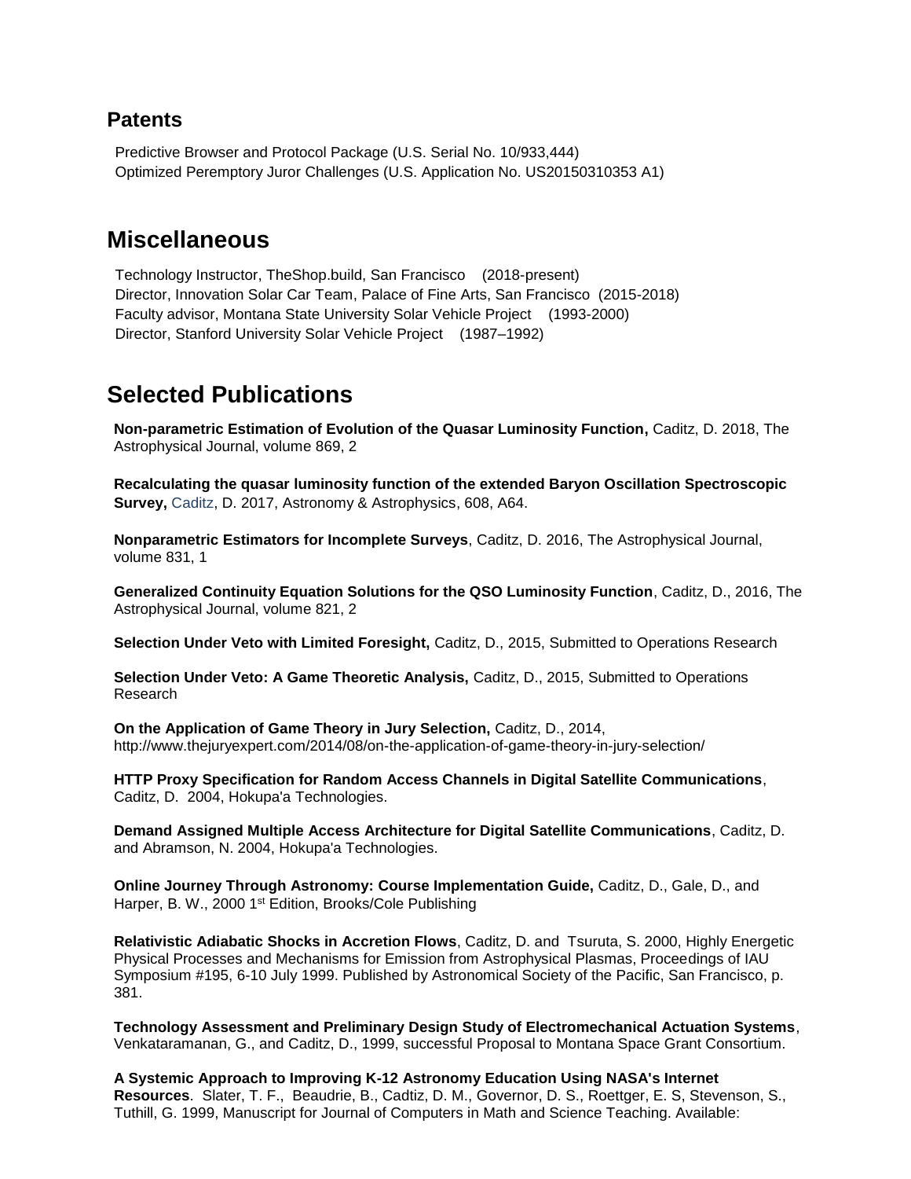## Patents

Predictive Browser and Protocol Package (U.S. Serial No. 10/933,444)
Optimized Peremptory Juror Challenges (U.S. Application No. US20150310353 A1)

# Miscellaneous

Technology Instructor, TheShop.build, San Francisco (2018-present)
Director, Innovation Solar Car Team, Palace of Fine Arts, San Francisco (2015-2018)
Faculty advisor, Montana State University Solar Vehicle Project (1993-2000)
Director, Stanford University Solar Vehicle Project (1987–1992)

# Selected Publications

**Non-parametric Estimation of Evolution of the Quasar Luminosity Function,** Caditz, D. 2018, The Astrophysical Journal, volume 869, 2

**Recalculating the quasar luminosity function of the extended Baryon Oscillation Spectroscopic Survey,** Caditz, D. 2017, Astronomy & Astrophysics, 608, A64.

**Nonparametric Estimators for Incomplete Surveys**, Caditz, D. 2016, The Astrophysical Journal, volume 831, 1

**Generalized Continuity Equation Solutions for the QSO Luminosity Function**, Caditz, D., 2016, The Astrophysical Journal, volume 821, 2

**Selection Under Veto with Limited Foresight,** Caditz, D., 2015, Submitted to Operations Research

**Selection Under Veto: A Game Theoretic Analysis,** Caditz, D., 2015, Submitted to Operations Research

**On the Application of Game Theory in Jury Selection,** Caditz, D., 2014, http://www.thejuryexpert.com/2014/08/on-the-application-of-game-theory-in-jury-selection/

**HTTP Proxy Specification for Random Access Channels in Digital Satellite Communications**, Caditz, D. 2004, Hokupa'a Technologies.

**Demand Assigned Multiple Access Architecture for Digital Satellite Communications**, Caditz, D. and Abramson, N. 2004, Hokupa'a Technologies.

**Online Journey Through Astronomy: Course Implementation Guide,** Caditz, D., Gale, D., and Harper, B. W., 2000 1st Edition, Brooks/Cole Publishing

**Relativistic Adiabatic Shocks in Accretion Flows**, Caditz, D. and Tsuruta, S. 2000, Highly Energetic Physical Processes and Mechanisms for Emission from Astrophysical Plasmas, Proceedings of IAU Symposium #195, 6-10 July 1999. Published by Astronomical Society of the Pacific, San Francisco, p. 381.

**Technology Assessment and Preliminary Design Study of Electromechanical Actuation Systems**, Venkataramanan, G., and Caditz, D., 1999, successful Proposal to Montana Space Grant Consortium.

**A Systemic Approach to Improving K-12 Astronomy Education Using NASA's Internet Resources**. Slater, T. F., Beaudrie, B., Cadtiz, D. M., Governor, D. S., Roettger, E. S, Stevenson, S., Tuthill, G. 1999, Manuscript for Journal of Computers in Math and Science Teaching. Available: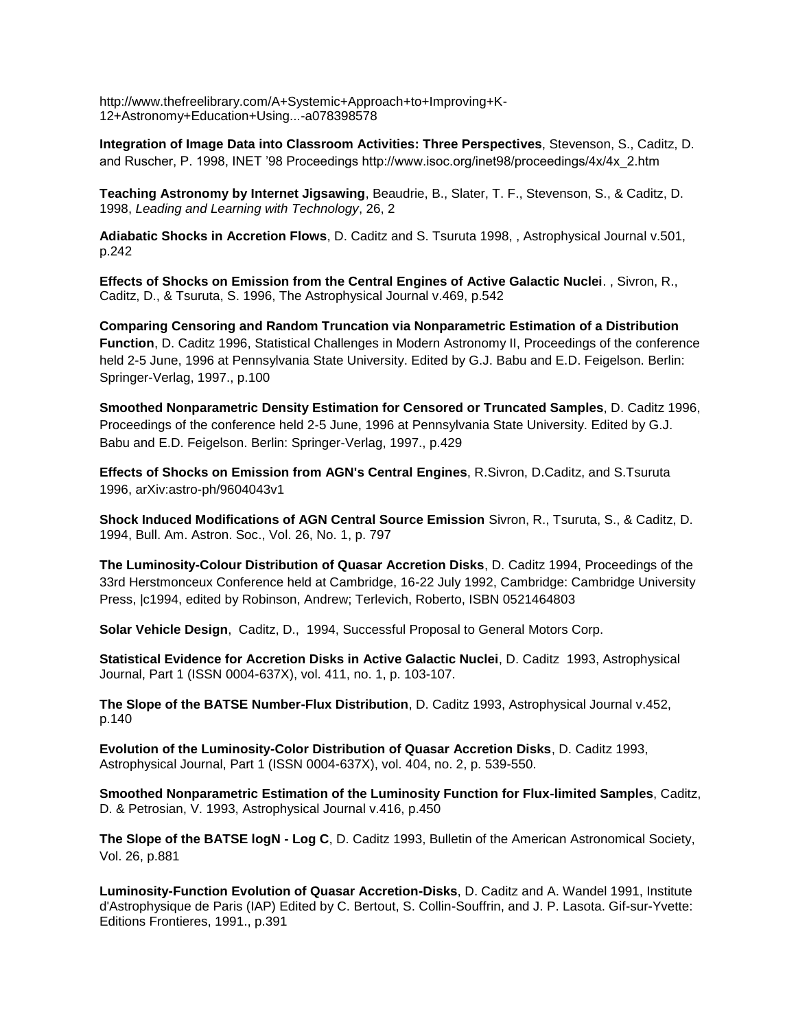http://www.thefreelibrary.com/A+Systemic+Approach+to+Improving+K-12+Astronomy+Education+Using...-a078398578

**Integration of Image Data into Classroom Activities: Three Perspectives**, Stevenson, S., Caditz, D. and Ruscher, P. 1998, INET '98 Proceedings http://www.isoc.org/inet98/proceedings/4x/4x_2.htm

**Teaching Astronomy by Internet Jigsawing**, Beaudrie, B., Slater, T. F., Stevenson, S., & Caditz, D. 1998, *Leading and Learning with Technology*, 26, 2

**Adiabatic Shocks in Accretion Flows**, D. Caditz and S. Tsuruta 1998, , Astrophysical Journal v.501, p.242

**Effects of Shocks on Emission from the Central Engines of Active Galactic Nuclei**. , Sivron, R., Caditz, D., & Tsuruta, S. 1996, The Astrophysical Journal v.469, p.542

**Comparing Censoring and Random Truncation via Nonparametric Estimation of a Distribution Function**, D. Caditz 1996, Statistical Challenges in Modern Astronomy II, Proceedings of the conference held 2-5 June, 1996 at Pennsylvania State University. Edited by G.J. Babu and E.D. Feigelson. Berlin: Springer-Verlag, 1997., p.100

**Smoothed Nonparametric Density Estimation for Censored or Truncated Samples**, D. Caditz 1996, Proceedings of the conference held 2-5 June, 1996 at Pennsylvania State University. Edited by G.J. Babu and E.D. Feigelson. Berlin: Springer-Verlag, 1997., p.429

**Effects of Shocks on Emission from AGN's Central Engines**, R.Sivron, D.Caditz, and S.Tsuruta 1996, arXiv:astro-ph/9604043v1

**Shock Induced Modifications of AGN Central Source Emission** Sivron, R., Tsuruta, S., & Caditz, D. 1994, Bull. Am. Astron. Soc., Vol. 26, No. 1, p. 797

**The Luminosity-Colour Distribution of Quasar Accretion Disks**, D. Caditz 1994, Proceedings of the 33rd Herstmonceux Conference held at Cambridge, 16-22 July 1992, Cambridge: Cambridge University Press, |c1994, edited by Robinson, Andrew; Terlevich, Roberto, ISBN 0521464803

**Solar Vehicle Design**, Caditz, D., 1994, Successful Proposal to General Motors Corp.

**Statistical Evidence for Accretion Disks in Active Galactic Nuclei**, D. Caditz 1993, Astrophysical Journal, Part 1 (ISSN 0004-637X), vol. 411, no. 1, p. 103-107.

**The Slope of the BATSE Number-Flux Distribution**, D. Caditz 1993, Astrophysical Journal v.452, p.140

**Evolution of the Luminosity-Color Distribution of Quasar Accretion Disks**, D. Caditz 1993, Astrophysical Journal, Part 1 (ISSN 0004-637X), vol. 404, no. 2, p. 539-550.

**Smoothed Nonparametric Estimation of the Luminosity Function for Flux-limited Samples**, Caditz, D. & Petrosian, V. 1993, Astrophysical Journal v.416, p.450

**The Slope of the BATSE logN - Log C**, D. Caditz 1993, Bulletin of the American Astronomical Society, Vol. 26, p.881

**Luminosity-Function Evolution of Quasar Accretion-Disks**, D. Caditz and A. Wandel 1991, Institute d'Astrophysique de Paris (IAP) Edited by C. Bertout, S. Collin-Souffrin, and J. P. Lasota. Gif-sur-Yvette: Editions Frontieres, 1991., p.391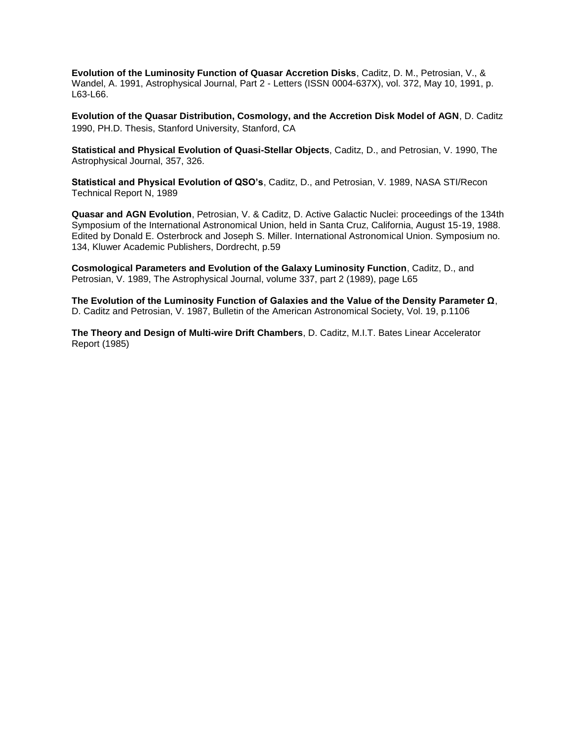**Evolution of the Luminosity Function of Quasar Accretion Disks**, Caditz, D. M., Petrosian, V., & Wandel, A. 1991, Astrophysical Journal, Part 2 - Letters (ISSN 0004-637X), vol. 372, May 10, 1991, p. L63-L66.

**Evolution of the Quasar Distribution, Cosmology, and the Accretion Disk Model of AGN**, D. Caditz 1990, PH.D. Thesis, Stanford University, Stanford, CA

**Statistical and Physical Evolution of Quasi-Stellar Objects**, Caditz, D., and Petrosian, V. 1990, The Astrophysical Journal, 357, 326.

**Statistical and Physical Evolution of QSO's**, Caditz, D., and Petrosian, V. 1989, NASA STI/Recon Technical Report N, 1989

**Quasar and AGN Evolution**, Petrosian, V. & Caditz, D. Active Galactic Nuclei: proceedings of the 134th Symposium of the International Astronomical Union, held in Santa Cruz, California, August 15-19, 1988. Edited by Donald E. Osterbrock and Joseph S. Miller. International Astronomical Union. Symposium no. 134, Kluwer Academic Publishers, Dordrecht, p.59

**Cosmological Parameters and Evolution of the Galaxy Luminosity Function**, Caditz, D., and Petrosian, V. 1989, The Astrophysical Journal, volume 337, part 2 (1989), page L65

**The Evolution of the Luminosity Function of Galaxies and the Value of the Density Parameter Ω**, D. Caditz and Petrosian, V. 1987, Bulletin of the American Astronomical Society, Vol. 19, p.1106

**The Theory and Design of Multi-wire Drift Chambers**, D. Caditz, M.I.T. Bates Linear Accelerator Report (1985)